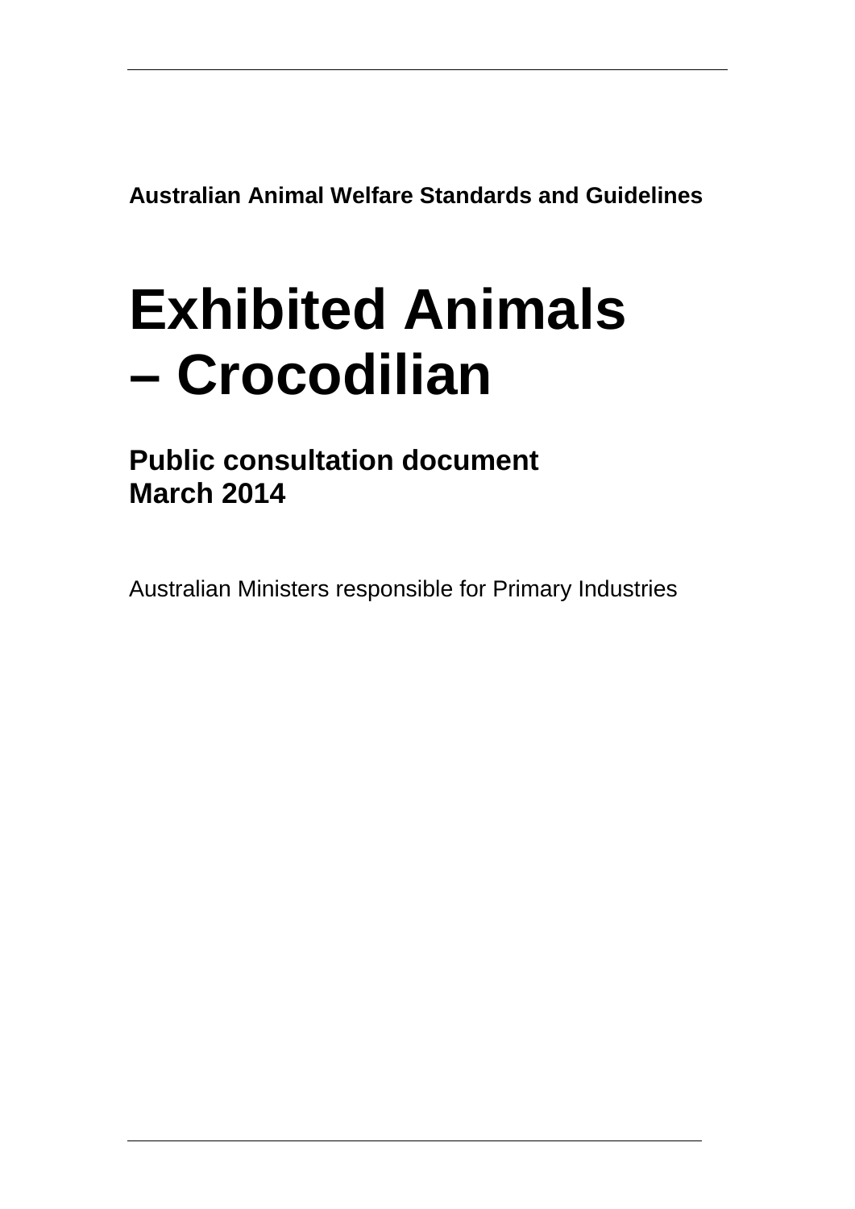**Australian Animal Welfare Standards and Guidelines**

# Exhibited Animals – Crocodilian

## Public consultation document
## March 2014

Australian Ministers responsible for Primary Industries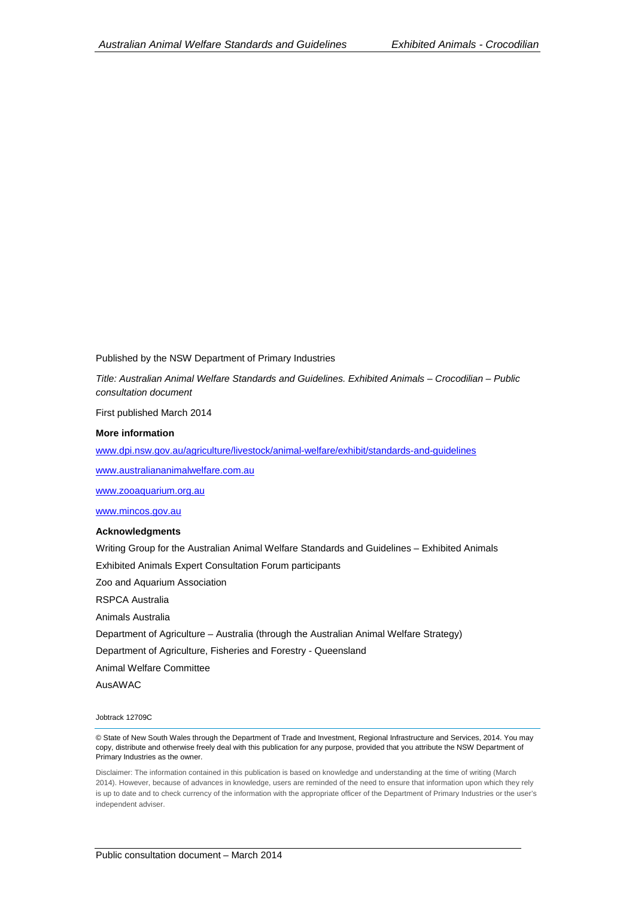Published by the NSW Department of Primary Industries

*Title: Australian Animal Welfare Standards and Guidelines. Exhibited Animals – Crocodilian – Public consultation document*

First published March 2014

**More information**

[www.dpi.nsw.gov.au/agriculture/livestock/animal-welfare/exhibit/standards-and-guidelines](www.dpi.nsw.gov.au/agriculture/livestock/animal-welfare/exhibit/standards-and-guidelines)

[www.australiananimalwelfare.com.au](www.australiananimalwelfare.com.au)

[www.zooaquarium.org.au](www.zooaquarium.org.au)

[www.mincos.gov.au](www.mincos.gov.au)

**Acknowledgments**

Writing Group for the Australian Animal Welfare Standards and Guidelines – Exhibited Animals

Exhibited Animals Expert Consultation Forum participants

Zoo and Aquarium Association

RSPCA Australia

Animals Australia

Department of Agriculture – Australia (through the Australian Animal Welfare Strategy)

Department of Agriculture, Fisheries and Forestry - Queensland

Animal Welfare Committee

AusAWAC

Jobtrack 12709C

© State of New South Wales through the Department of Trade and Investment, Regional Infrastructure and Services, 2014. You may copy, distribute and otherwise freely deal with this publication for any purpose, provided that you attribute the NSW Department of Primary Industries as the owner.

Disclaimer: The information contained in this publication is based on knowledge and understanding at the time of writing (March 2014). However, because of advances in knowledge, users are reminded of the need to ensure that information upon which they rely is up to date and to check currency of the information with the appropriate officer of the Department of Primary Industries or the user's independent adviser.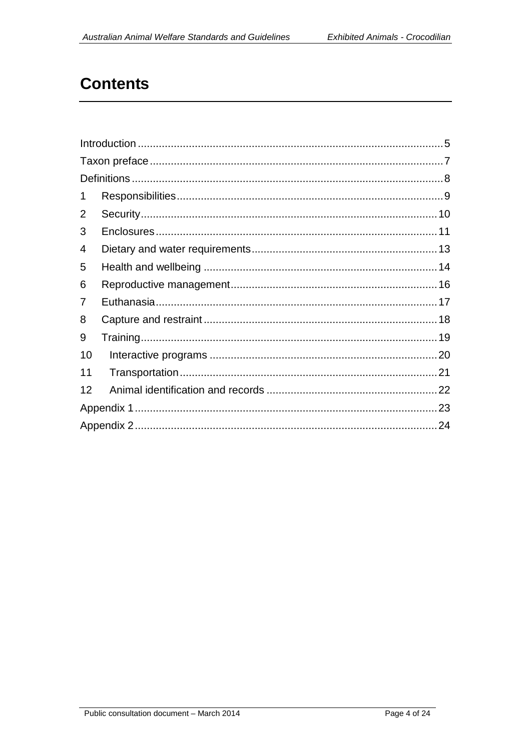# Contents

| | |
|---|---|
| Introduction | 5 |
| Taxon preface | 7 |
| Definitions | 8 |
| 1 Responsibilities | 9 |
| 2 Security | 10 |
| 3 Enclosures | 11 |
| 4 Dietary and water requirements | 13 |
| 5 Health and wellbeing | 14 |
| 6 Reproductive management | 16 |
| 7 Euthanasia | 17 |
| 8 Capture and restraint | 18 |
| 9 Training | 19 |
| 10 Interactive programs | 20 |
| 11 Transportation | 21 |
| 12 Animal identification and records | 22 |
| Appendix 1 | 23 |
| Appendix 2 | 24 |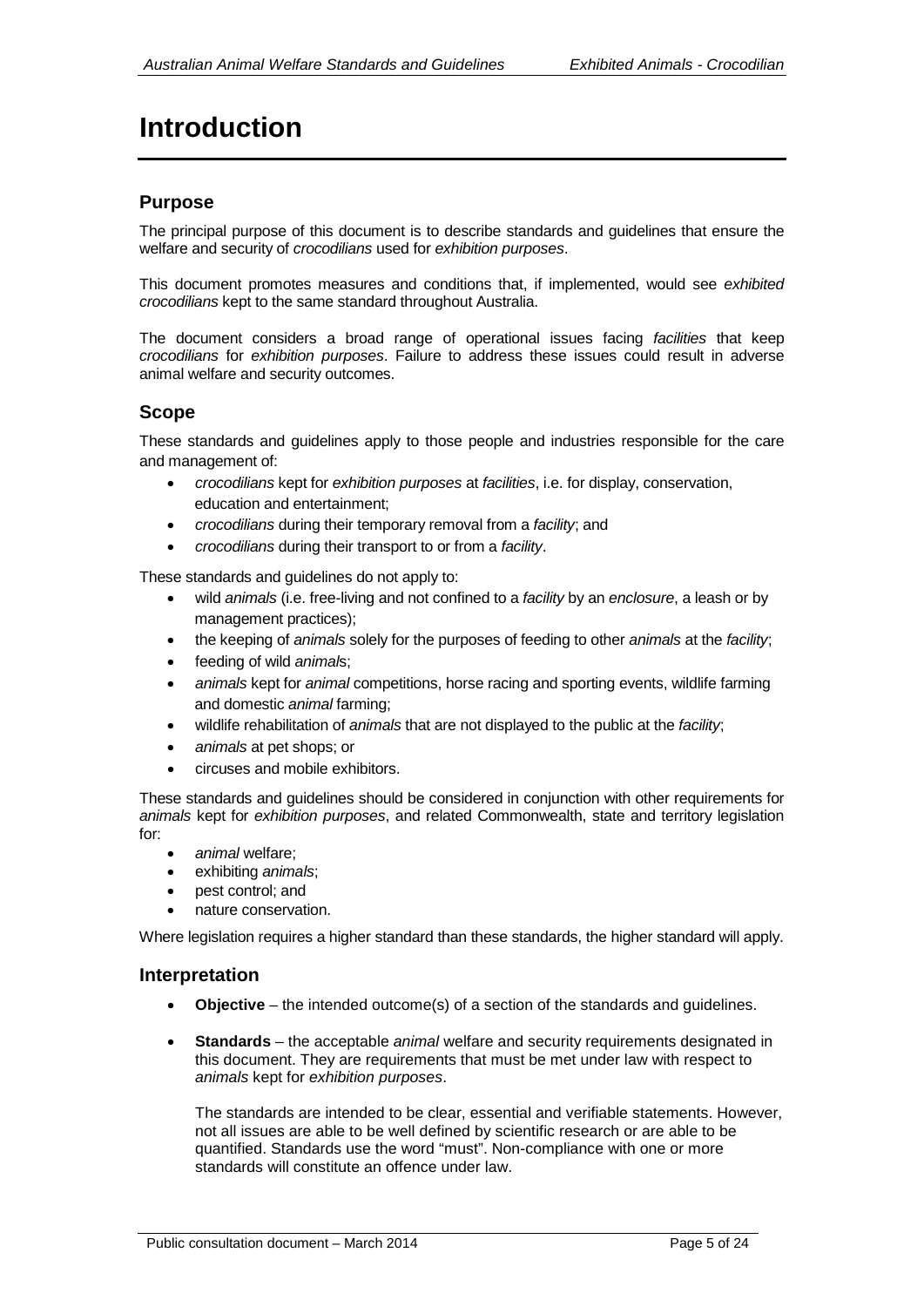# Introduction

## Purpose

The principal purpose of this document is to describe standards and guidelines that ensure the welfare and security of *crocodilians* used for *exhibition purposes*.

This document promotes measures and conditions that, if implemented, would see *exhibited crocodilians* kept to the same standard throughout Australia.

The document considers a broad range of operational issues facing *facilities* that keep *crocodilians* for *exhibition purposes*. Failure to address these issues could result in adverse animal welfare and security outcomes.

## Scope

These standards and guidelines apply to those people and industries responsible for the care and management of:

- *crocodilians* kept for *exhibition purposes* at *facilities*, i.e. for display, conservation, education and entertainment;
- *crocodilians* during their temporary removal from a *facility*; and
- *crocodilians* during their transport to or from a *facility*.

These standards and guidelines do not apply to:

- wild *animals* (i.e. free-living and not confined to a *facility* by an *enclosure*, a leash or by management practices);
- the keeping of *animals* solely for the purposes of feeding to other *animals* at the *facility*;
- feeding of wild *animals*;
- *animals* kept for *animal* competitions, horse racing and sporting events, wildlife farming and domestic *animal* farming;
- wildlife rehabilitation of *animals* that are not displayed to the public at the *facility*;
- *animals* at pet shops; or
- circuses and mobile exhibitors.

These standards and guidelines should be considered in conjunction with other requirements for *animals* kept for *exhibition purposes*, and related Commonwealth, state and territory legislation for:

- *animal* welfare;
- exhibiting *animals*;
- pest control; and
- nature conservation.

Where legislation requires a higher standard than these standards, the higher standard will apply.

## Interpretation

- **Objective** – the intended outcome(s) of a section of the standards and guidelines.
- **Standards** – the acceptable *animal* welfare and security requirements designated in this document. They are requirements that must be met under law with respect to *animals* kept for *exhibition purposes*.

  The standards are intended to be clear, essential and verifiable statements. However, not all issues are able to be well defined by scientific research or are able to be quantified. Standards use the word "must". Non-compliance with one or more standards will constitute an offence under law.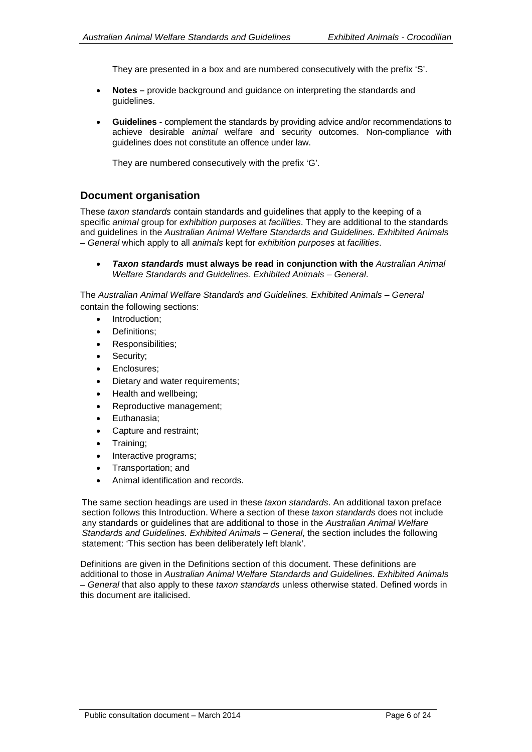They are presented in a box and are numbered consecutively with the prefix 'S'.

- **Notes –** provide background and guidance on interpreting the standards and guidelines.
- **Guidelines** - complement the standards by providing advice and/or recommendations to achieve desirable *animal* welfare and security outcomes. Non-compliance with guidelines does not constitute an offence under law.

  They are numbered consecutively with the prefix 'G'.

## Document organisation

These *taxon standards* contain standards and guidelines that apply to the keeping of a specific *animal* group for *exhibition purposes* at *facilities*. They are additional to the standards and guidelines in the *Australian Animal Welfare Standards and Guidelines. Exhibited Animals – General* which apply to all *animals* kept for *exhibition purposes* at *facilities*.

- ***Taxon standards* must always be read in conjunction with the** *Australian Animal Welfare Standards and Guidelines. Exhibited Animals – General*.

The *Australian Animal Welfare Standards and Guidelines. Exhibited Animals – General* contain the following sections:

- Introduction;
- Definitions;
- Responsibilities;
- Security;
- Enclosures;
- Dietary and water requirements;
- Health and wellbeing;
- Reproductive management;
- Euthanasia;
- Capture and restraint;
- Training;
- Interactive programs;
- Transportation; and
- Animal identification and records.

The same section headings are used in these *taxon standards*. An additional taxon preface section follows this Introduction. Where a section of these *taxon standards* does not include any standards or guidelines that are additional to those in the *Australian Animal Welfare Standards and Guidelines. Exhibited Animals – General*, the section includes the following statement: 'This section has been deliberately left blank'.

Definitions are given in the Definitions section of this document. These definitions are additional to those in *Australian Animal Welfare Standards and Guidelines. Exhibited Animals – General* that also apply to these *taxon standards* unless otherwise stated. Defined words in this document are italicised.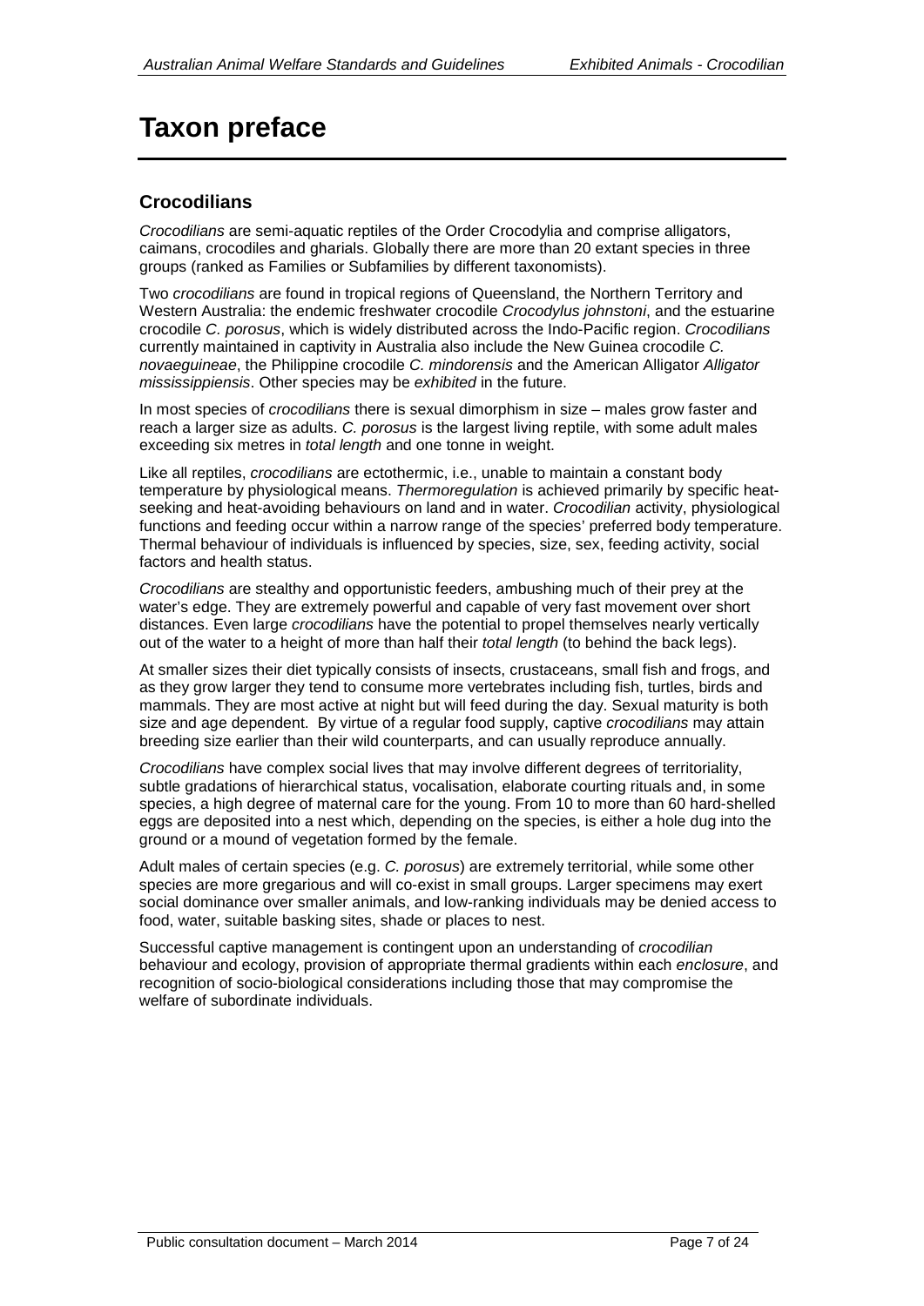# Taxon preface

## Crocodilians

*Crocodilians* are semi-aquatic reptiles of the Order Crocodylia and comprise alligators, caimans, crocodiles and gharials. Globally there are more than 20 extant species in three groups (ranked as Families or Subfamilies by different taxonomists).

Two *crocodilians* are found in tropical regions of Queensland, the Northern Territory and Western Australia: the endemic freshwater crocodile *Crocodylus johnstoni*, and the estuarine crocodile *C. porosus*, which is widely distributed across the Indo-Pacific region. *Crocodilians* currently maintained in captivity in Australia also include the New Guinea crocodile *C. novaeguineae*, the Philippine crocodile *C. mindorensis* and the American Alligator *Alligator mississippiensis*. Other species may be *exhibited* in the future.

In most species of *crocodilians* there is sexual dimorphism in size – males grow faster and reach a larger size as adults. *C. porosus* is the largest living reptile, with some adult males exceeding six metres in *total length* and one tonne in weight.

Like all reptiles, *crocodilians* are ectothermic, i.e., unable to maintain a constant body temperature by physiological means. *Thermoregulation* is achieved primarily by specific heat-seeking and heat-avoiding behaviours on land and in water. *Crocodilian* activity, physiological functions and feeding occur within a narrow range of the species' preferred body temperature. Thermal behaviour of individuals is influenced by species, size, sex, feeding activity, social factors and health status.

*Crocodilians* are stealthy and opportunistic feeders, ambushing much of their prey at the water's edge. They are extremely powerful and capable of very fast movement over short distances. Even large *crocodilians* have the potential to propel themselves nearly vertically out of the water to a height of more than half their *total length* (to behind the back legs).

At smaller sizes their diet typically consists of insects, crustaceans, small fish and frogs, and as they grow larger they tend to consume more vertebrates including fish, turtles, birds and mammals. They are most active at night but will feed during the day. Sexual maturity is both size and age dependent. By virtue of a regular food supply, captive *crocodilians* may attain breeding size earlier than their wild counterparts, and can usually reproduce annually.

*Crocodilians* have complex social lives that may involve different degrees of territoriality, subtle gradations of hierarchical status, vocalisation, elaborate courting rituals and, in some species, a high degree of maternal care for the young. From 10 to more than 60 hard-shelled eggs are deposited into a nest which, depending on the species, is either a hole dug into the ground or a mound of vegetation formed by the female.

Adult males of certain species (e.g. *C. porosus*) are extremely territorial, while some other species are more gregarious and will co-exist in small groups. Larger specimens may exert social dominance over smaller animals, and low-ranking individuals may be denied access to food, water, suitable basking sites, shade or places to nest.

Successful captive management is contingent upon an understanding of *crocodilian* behaviour and ecology, provision of appropriate thermal gradients within each *enclosure*, and recognition of socio-biological considerations including those that may compromise the welfare of subordinate individuals.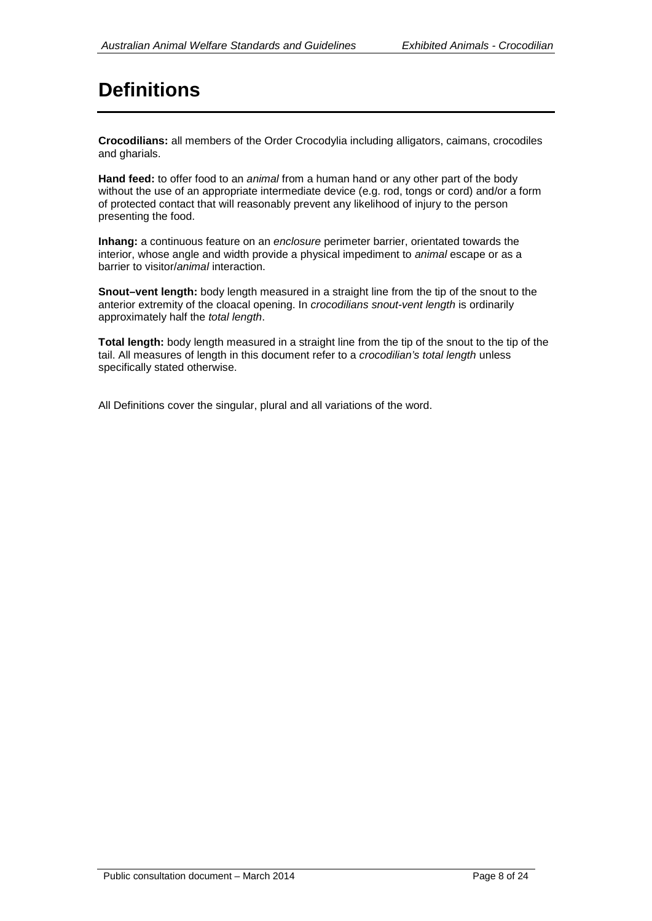# Definitions

**Crocodilians:** all members of the Order Crocodylia including alligators, caimans, crocodiles and gharials.

**Hand feed:** to offer food to an *animal* from a human hand or any other part of the body without the use of an appropriate intermediate device (e.g. rod, tongs or cord) and/or a form of protected contact that will reasonably prevent any likelihood of injury to the person presenting the food.

**Inhang:** a continuous feature on an *enclosure* perimeter barrier, orientated towards the interior, whose angle and width provide a physical impediment to *animal* escape or as a barrier to visitor/*animal* interaction.

**Snout–vent length:** body length measured in a straight line from the tip of the snout to the anterior extremity of the cloacal opening. In *crocodilians snout-vent length* is ordinarily approximately half the *total length*.

**Total length:** body length measured in a straight line from the tip of the snout to the tip of the tail. All measures of length in this document refer to a *crocodilian's total length* unless specifically stated otherwise.

All Definitions cover the singular, plural and all variations of the word.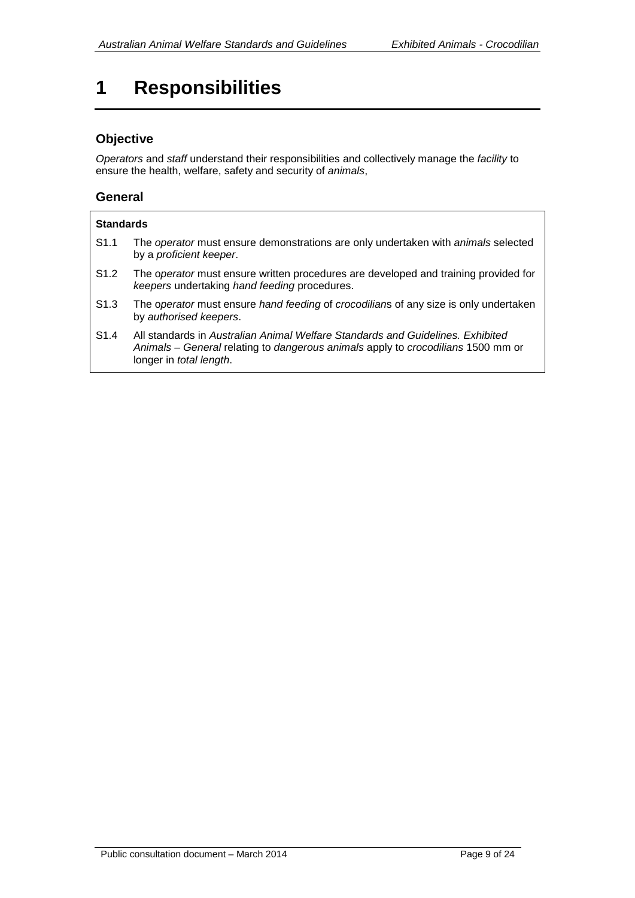# 1 Responsibilities

## Objective

*Operators* and *staff* understand their responsibilities and collectively manage the *facility* to ensure the health, welfare, safety and security of *animals*,

## General

**Standards**

S1.1 The *operator* must ensure demonstrations are only undertaken with *animals* selected by a *proficient keeper*.

S1.2 The o*perator* must ensure written procedures are developed and training provided for *keepers* undertaking *hand feeding* procedures.

S1.3 The o*perator* must ensure *hand feeding* of *crocodilian*s of any size is only undertaken by *authorised keepers*.

S1.4 All standards in *Australian Animal Welfare Standards and Guidelines. Exhibited Animals – General* relating to *dangerous animals* apply to *crocodilians* 1500 mm or longer in *total length*.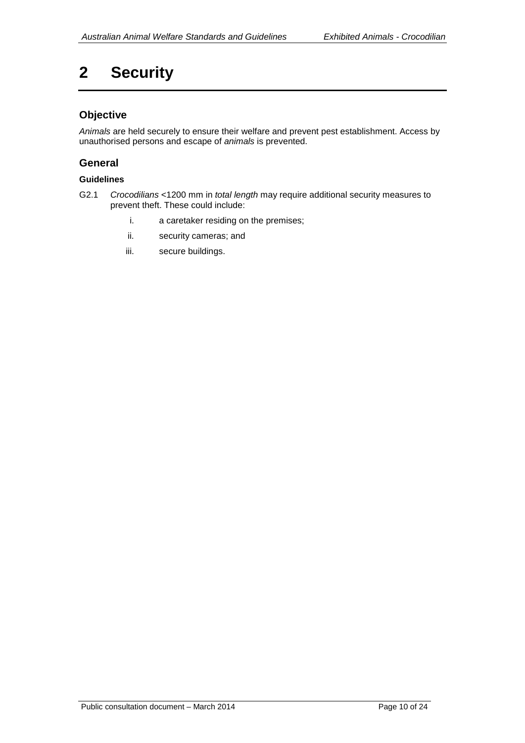# 2 Security

## Objective

*Animals* are held securely to ensure their welfare and prevent pest establishment. Access by unauthorised persons and escape of *animals* is prevented.

## General

### Guidelines

G2.1 *Crocodilians* <1200 mm in *total length* may require additional security measures to prevent theft. These could include:

i. a caretaker residing on the premises;

ii. security cameras; and

iii. secure buildings.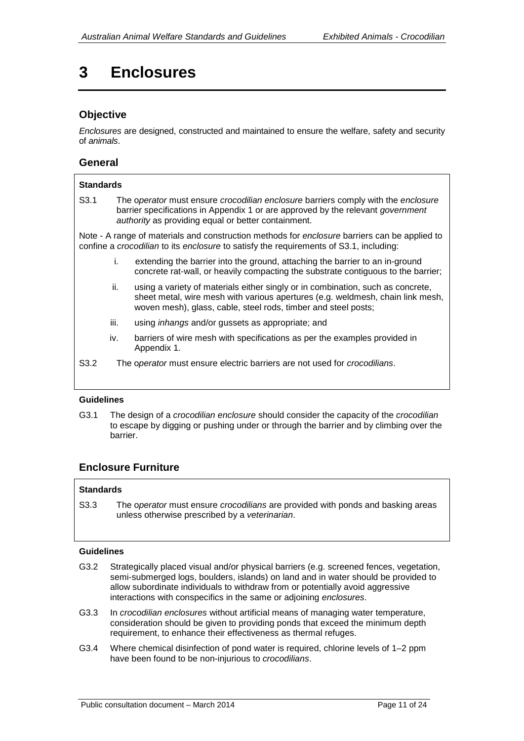# 3 Enclosures

## Objective

*Enclosures* are designed, constructed and maintained to ensure the welfare, safety and security of *animals*.

## General

**Standards**

S3.1 The o*perator* must ensure *crocodilian enclosure* barriers comply with the *enclosure* barrier specifications in Appendix 1 or are approved by the relevant *government authority* as providing equal or better containment.

Note - A range of materials and construction methods for *enclosure* barriers can be applied to confine a *crocodilian* to its *enclosure* to satisfy the requirements of S3.1, including:

i. extending the barrier into the ground, attaching the barrier to an in-ground concrete rat-wall, or heavily compacting the substrate contiguous to the barrier;

ii. using a variety of materials either singly or in combination, such as concrete, sheet metal, wire mesh with various apertures (e.g. weldmesh, chain link mesh, woven mesh), glass, cable, steel rods, timber and steel posts;

iii. using *inhangs* and/or gussets as appropriate; and

iv. barriers of wire mesh with specifications as per the examples provided in Appendix 1.

S3.2 The o*perator* must ensure electric barriers are not used for *crocodilians*.

**Guidelines**

G3.1 The design of a *crocodilian enclosure* should consider the capacity of the *crocodilian* to escape by digging or pushing under or through the barrier and by climbing over the barrier.

## Enclosure Furniture

**Standards**

S3.3 The o*perator* must ensure *crocodilians* are provided with ponds and basking areas unless otherwise prescribed by a *veterinarian*.

**Guidelines**

G3.2 Strategically placed visual and/or physical barriers (e.g. screened fences, vegetation, semi-submerged logs, boulders, islands) on land and in water should be provided to allow subordinate individuals to withdraw from or potentially avoid aggressive interactions with conspecifics in the same or adjoining *enclosures*.

G3.3 In *crocodilian enclosures* without artificial means of managing water temperature, consideration should be given to providing ponds that exceed the minimum depth requirement, to enhance their effectiveness as thermal refuges.

G3.4 Where chemical disinfection of pond water is required, chlorine levels of 1–2 ppm have been found to be non-injurious to *crocodilians*.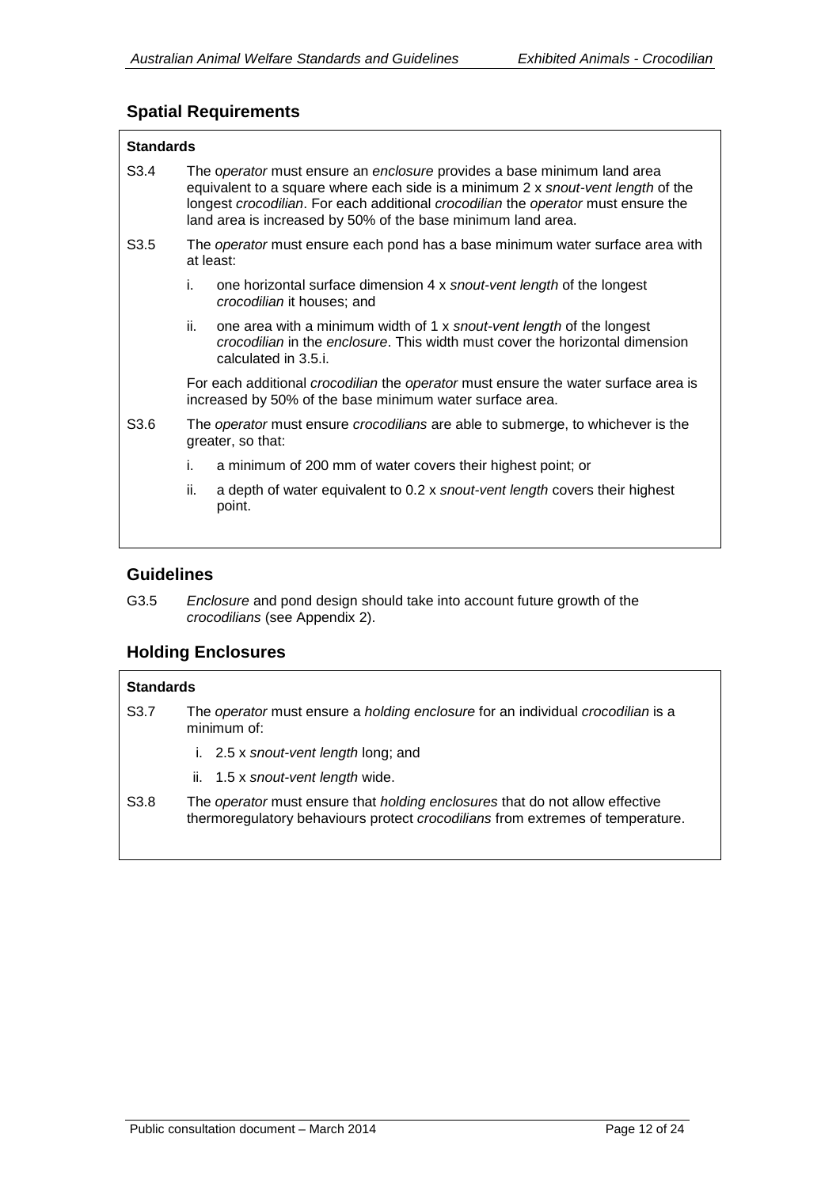## Spatial Requirements

**Standards**

S3.4 The *operator* must ensure an *enclosure* provides a base minimum land area equivalent to a square where each side is a minimum 2 x *snout-vent length* of the longest *crocodilian*. For each additional *crocodilian* the *operator* must ensure the land area is increased by 50% of the base minimum land area.

S3.5 The *operator* must ensure each pond has a base minimum water surface area with at least:

i. one horizontal surface dimension 4 x *snout-vent length* of the longest *crocodilian* it houses; and

ii. one area with a minimum width of 1 x *snout-vent length* of the longest *crocodilian* in the *enclosure*. This width must cover the horizontal dimension calculated in 3.5.i.

For each additional *crocodilian* the *operator* must ensure the water surface area is increased by 50% of the base minimum water surface area.

S3.6 The *operator* must ensure *crocodilians* are able to submerge, to whichever is the greater, so that:

i. a minimum of 200 mm of water covers their highest point; or

ii. a depth of water equivalent to 0.2 x *snout-vent length* covers their highest point.

## Guidelines

G3.5 *Enclosure* and pond design should take into account future growth of the *crocodilians* (see Appendix 2).

## Holding Enclosures

**Standards**

S3.7 The *operator* must ensure a *holding enclosure* for an individual *crocodilian* is a minimum of:

i. 2.5 x *snout-vent length* long; and

ii. 1.5 x *snout-vent length* wide.

S3.8 The *operator* must ensure that *holding enclosures* that do not allow effective thermoregulatory behaviours protect *crocodilians* from extremes of temperature.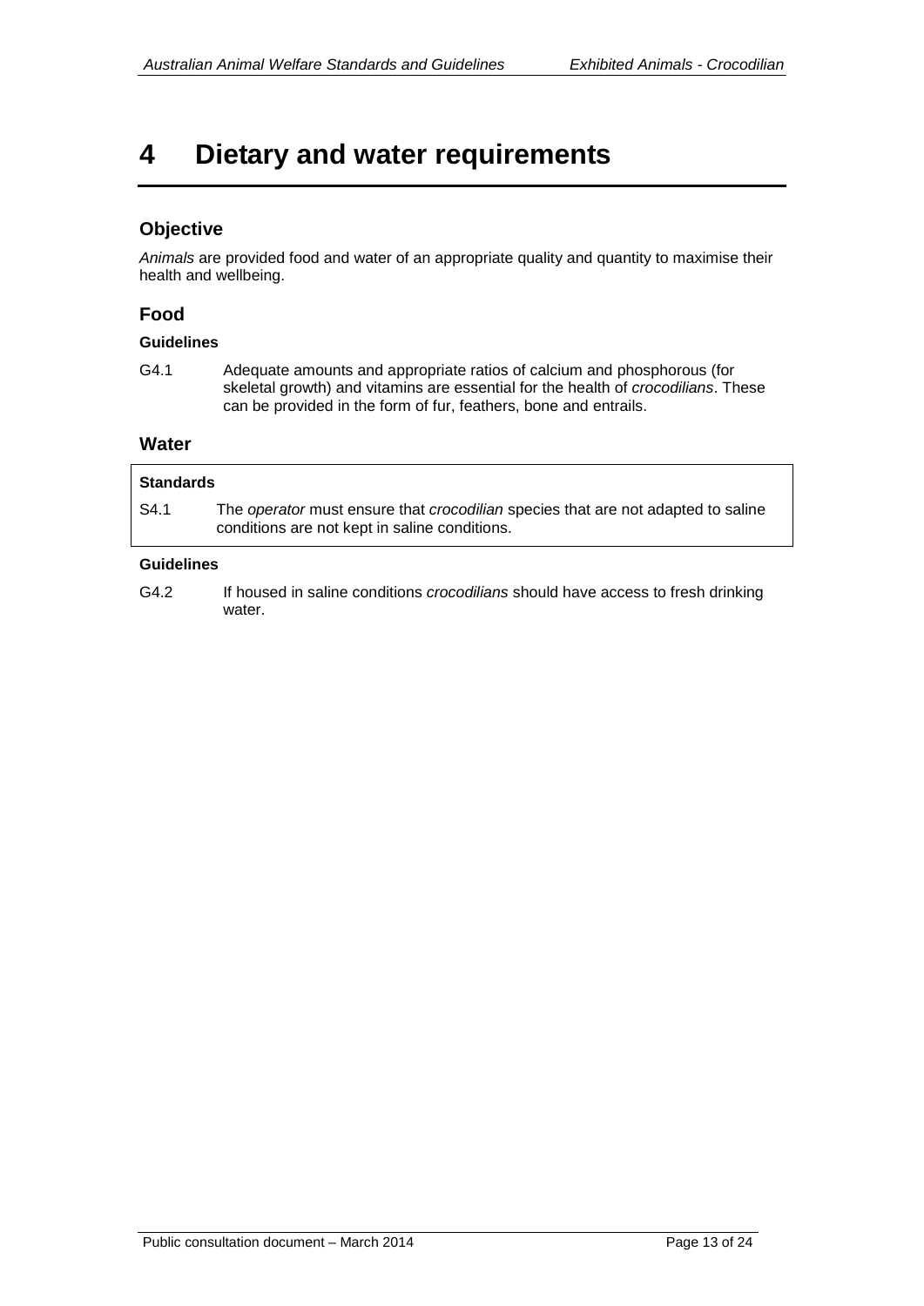# 4 Dietary and water requirements

## Objective

*Animals* are provided food and water of an appropriate quality and quantity to maximise their health and wellbeing.

## Food

### Guidelines

G4.1 Adequate amounts and appropriate ratios of calcium and phosphorous (for skeletal growth) and vitamins are essential for the health of *crocodilians*. These can be provided in the form of fur, feathers, bone and entrails.

## Water

### Standards

S4.1 The *operator* must ensure that *crocodilian* species that are not adapted to saline conditions are not kept in saline conditions.

### Guidelines

G4.2 If housed in saline conditions *crocodilians* should have access to fresh drinking water.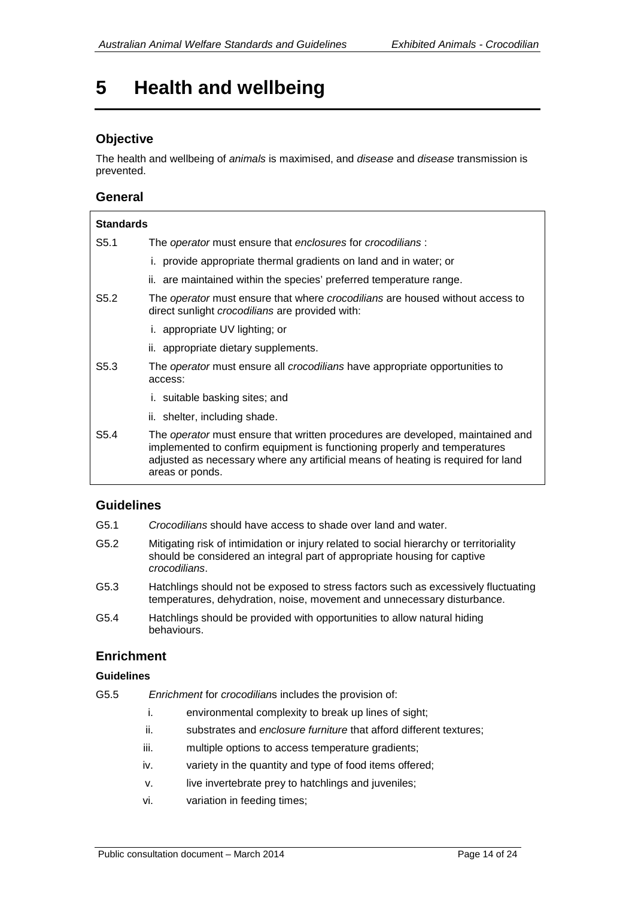# 5 Health and wellbeing

## Objective

The health and wellbeing of *animals* is maximised, and *disease* and *disease* transmission is prevented.

## General

**Standards**

S5.1 The *operator* must ensure that *enclosures* for *crocodilians* :

i. provide appropriate thermal gradients on land and in water; or

ii. are maintained within the species' preferred temperature range.

S5.2 The *operator* must ensure that where *crocodilians* are housed without access to direct sunlight *crocodilians* are provided with:

i. appropriate UV lighting; or

ii. appropriate dietary supplements.

S5.3 The *operator* must ensure all *crocodilians* have appropriate opportunities to access:

i. suitable basking sites; and

ii. shelter, including shade.

S5.4 The *operator* must ensure that written procedures are developed, maintained and implemented to confirm equipment is functioning properly and temperatures adjusted as necessary where any artificial means of heating is required for land areas or ponds.

## Guidelines

G5.1 *Crocodilians* should have access to shade over land and water.

G5.2 Mitigating risk of intimidation or injury related to social hierarchy or territoriality should be considered an integral part of appropriate housing for captive *crocodilians*.

G5.3 Hatchlings should not be exposed to stress factors such as excessively fluctuating temperatures, dehydration, noise, movement and unnecessary disturbance.

G5.4 Hatchlings should be provided with opportunities to allow natural hiding behaviours.

## Enrichment

**Guidelines**

G5.5 *Enrichment* for *crocodilian*s includes the provision of:

i. environmental complexity to break up lines of sight;

ii. substrates and *enclosure furniture* that afford different textures;

iii. multiple options to access temperature gradients;

iv. variety in the quantity and type of food items offered;

v. live invertebrate prey to hatchlings and juveniles;

vi. variation in feeding times;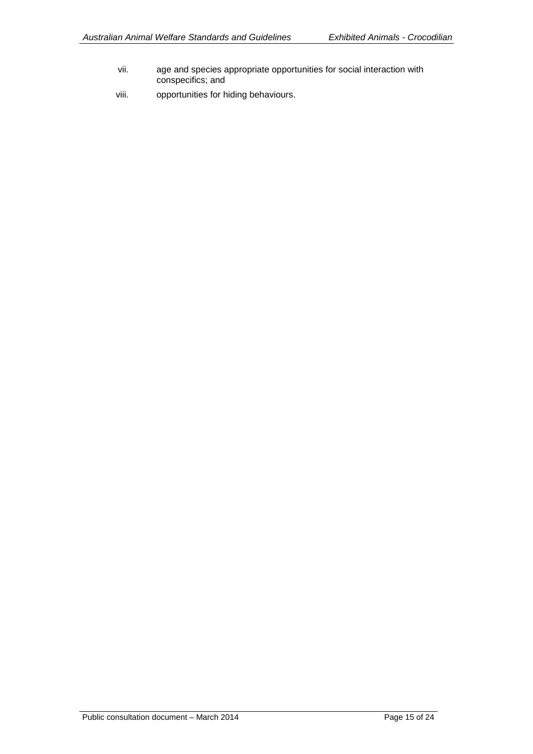vii. age and species appropriate opportunities for social interaction with conspecifics; and

viii. opportunities for hiding behaviours.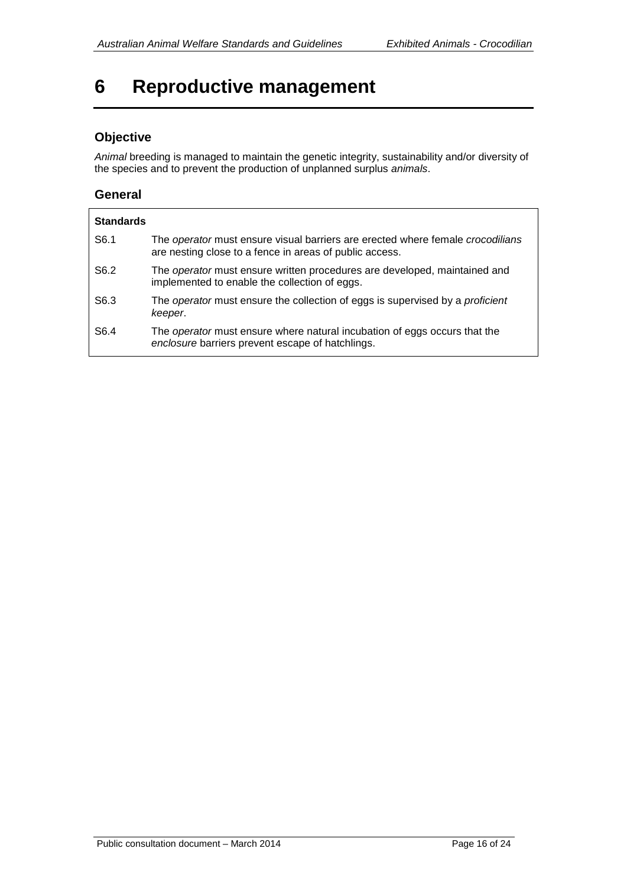# 6 Reproductive management

## Objective

*Animal* breeding is managed to maintain the genetic integrity, sustainability and/or diversity of the species and to prevent the production of unplanned surplus *animals*.

## General

| **Standards** | |
|---|---|
| S6.1 | The *operator* must ensure visual barriers are erected where female *crocodilians* are nesting close to a fence in areas of public access. |
| S6.2 | The *operator* must ensure written procedures are developed, maintained and implemented to enable the collection of eggs. |
| S6.3 | The *operator* must ensure the collection of eggs is supervised by a *proficient keeper*. |
| S6.4 | The *operator* must ensure where natural incubation of eggs occurs that the *enclosure* barriers prevent escape of hatchlings. |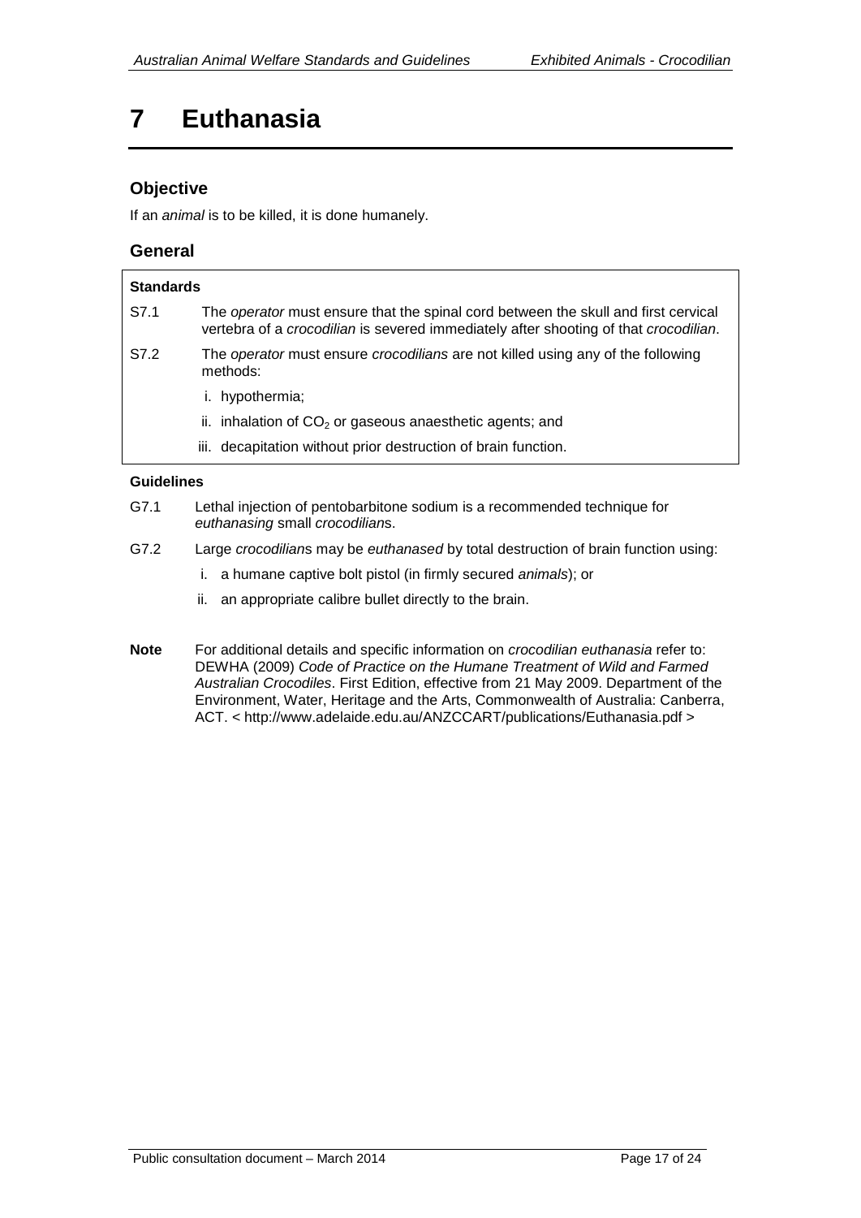# 7 Euthanasia

## Objective

If an *animal* is to be killed, it is done humanely.

## General

**Standards**

S7.1 The *operator* must ensure that the spinal cord between the skull and first cervical vertebra of a *crocodilian* is severed immediately after shooting of that *crocodilian*.

S7.2 The *operator* must ensure *crocodilians* are not killed using any of the following methods:

i. hypothermia;

ii. inhalation of $CO_2$ or gaseous anaesthetic agents; and

iii. decapitation without prior destruction of brain function.

**Guidelines**

G7.1 Lethal injection of pentobarbitone sodium is a recommended technique for *euthanasing* small *crocodilian*s.

G7.2 Large *crocodilian*s may be *euthanased* by total destruction of brain function using:

i. a humane captive bolt pistol (in firmly secured *animals*); or

ii. an appropriate calibre bullet directly to the brain.

**Note** For additional details and specific information on *crocodilian euthanasia* refer to: DEWHA (2009) *Code of Practice on the Humane Treatment of Wild and Farmed Australian Crocodiles*. First Edition, effective from 21 May 2009. Department of the Environment, Water, Heritage and the Arts, Commonwealth of Australia: Canberra, ACT. < http://www.adelaide.edu.au/ANZCCART/publications/Euthanasia.pdf >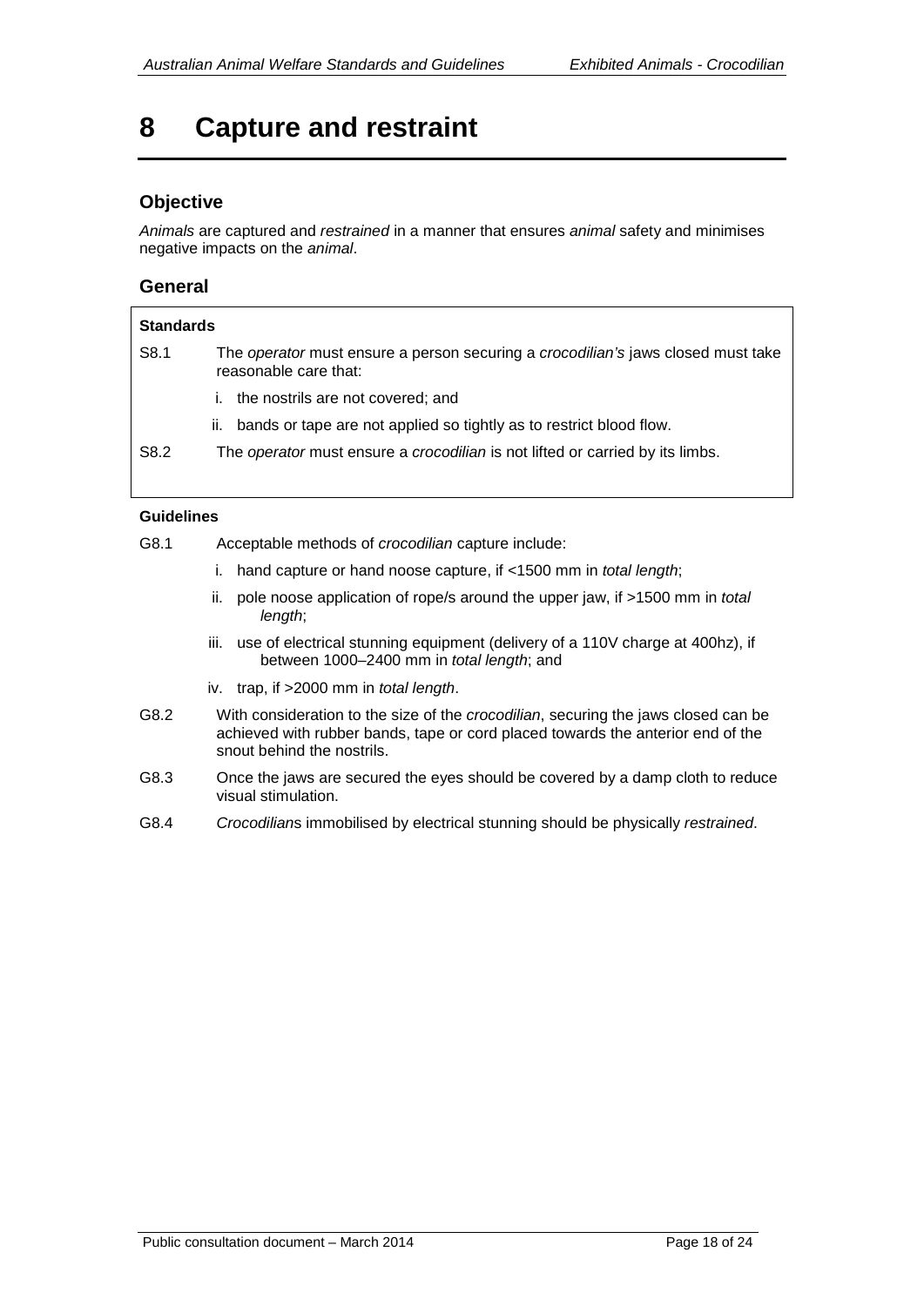# 8 Capture and restraint

## Objective

*Animals* are captured and *restrained* in a manner that ensures *animal* safety and minimises negative impacts on the *animal*.

## General

**Standards**

S8.1 The *operator* must ensure a person securing a *crocodilian's* jaws closed must take reasonable care that:

i. the nostrils are not covered; and

ii. bands or tape are not applied so tightly as to restrict blood flow.

S8.2 The *operator* must ensure a *crocodilian* is not lifted or carried by its limbs.

**Guidelines**

G8.1 Acceptable methods of *crocodilian* capture include:

i. hand capture or hand noose capture, if <1500 mm in *total length*;

ii. pole noose application of rope/s around the upper jaw, if >1500 mm in *total length*;

iii. use of electrical stunning equipment (delivery of a 110V charge at 400hz), if between 1000–2400 mm in *total length*; and

iv. trap, if >2000 mm in *total length*.

G8.2 With consideration to the size of the *crocodilian*, securing the jaws closed can be achieved with rubber bands, tape or cord placed towards the anterior end of the snout behind the nostrils.

G8.3 Once the jaws are secured the eyes should be covered by a damp cloth to reduce visual stimulation.

G8.4 *Crocodilian*s immobilised by electrical stunning should be physically *restrained*.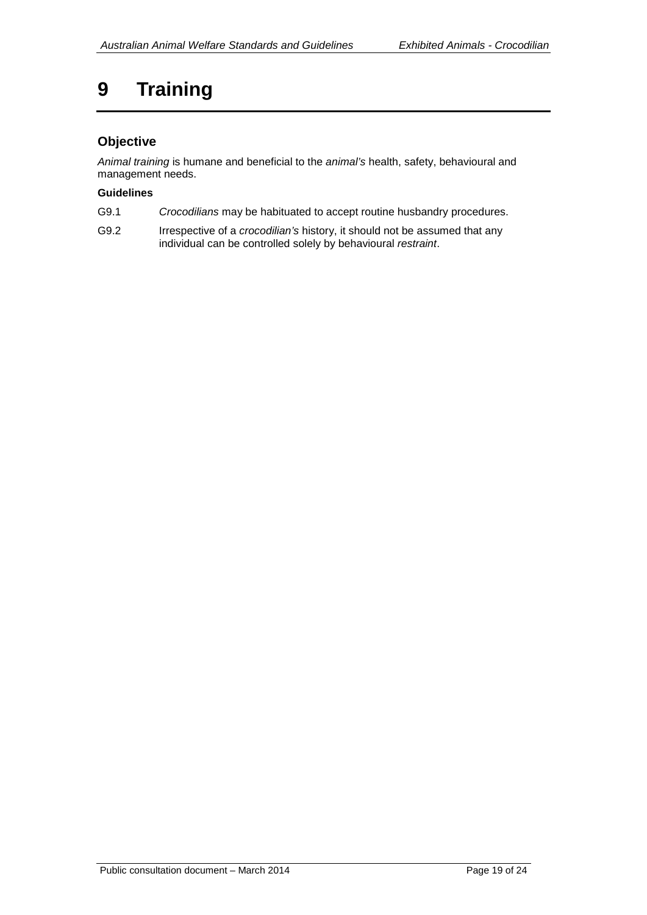# 9 Training

## Objective

*Animal training* is humane and beneficial to the *animal's* health, safety, behavioural and management needs.

**Guidelines**

G9.1 *Crocodilians* may be habituated to accept routine husbandry procedures.

G9.2 Irrespective of a *crocodilian's* history, it should not be assumed that any individual can be controlled solely by behavioural *restraint*.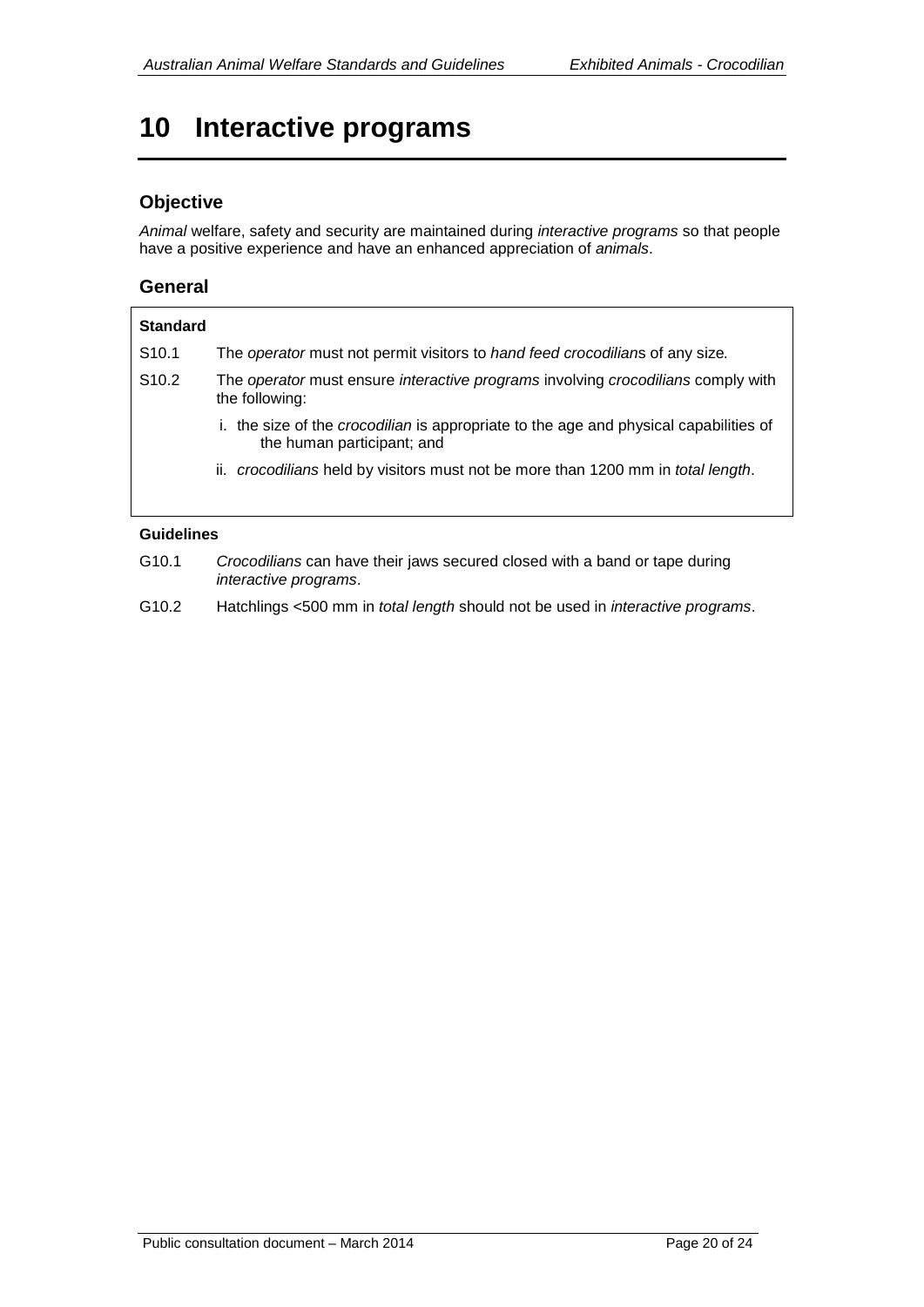# 10 Interactive programs

## Objective

*Animal* welfare, safety and security are maintained during *interactive programs* so that people have a positive experience and have an enhanced appreciation of *animals*.

## General

**Standard**

S10.1 The *operator* must not permit visitors to *hand feed crocodilian*s of any size*.*

S10.2 The *operator* must ensure *interactive programs* involving *crocodilians* comply with the following:

i. the size of the *crocodilian* is appropriate to the age and physical capabilities of the human participant; and

ii. *crocodilians* held by visitors must not be more than 1200 mm in *total length*.

**Guidelines**

G10.1 *Crocodilians* can have their jaws secured closed with a band or tape during *interactive programs*.

G10.2 Hatchlings <500 mm in *total length* should not be used in *interactive programs*.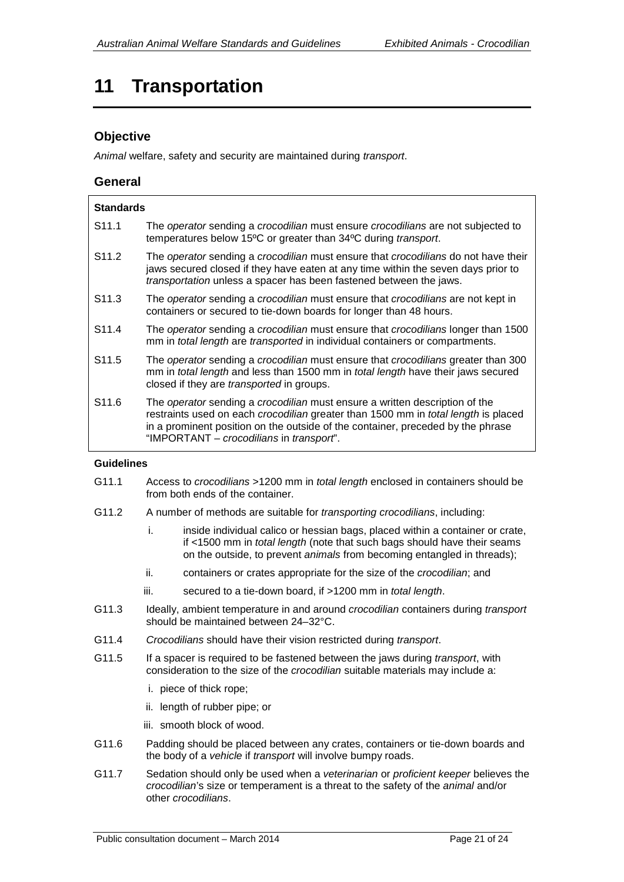# 11 Transportation

## Objective

*Animal* welfare, safety and security are maintained during *transport*.

## General

**Standards**

| | |
|---|---|
| S11.1 | The *operator* sending a *crocodilian* must ensure *crocodilians* are not subjected to temperatures below 15ºC or greater than 34ºC during *transport*. |
| S11.2 | The *operator* sending a *crocodilian* must ensure that *crocodilians* do not have their jaws secured closed if they have eaten at any time within the seven days prior to *transportation* unless a spacer has been fastened between the jaws. |
| S11.3 | The *operator* sending a *crocodilian* must ensure that *crocodilians* are not kept in containers or secured to tie-down boards for longer than 48 hours. |
| S11.4 | The *operator* sending a *crocodilian* must ensure that *crocodilians* longer than 1500 mm in *total length* are *transported* in individual containers or compartments. |
| S11.5 | The *operator* sending a *crocodilian* must ensure that *crocodilians* greater than 300 mm in *total length* and less than 1500 mm in *total length* have their jaws secured closed if they are *transported* in groups. |
| S11.6 | The *operator* sending a *crocodilian* must ensure a written description of the restraints used on each *crocodilian* greater than 1500 mm in *total length* is placed in a prominent position on the outside of the container, preceded by the phrase "IMPORTANT – *crocodilians* in *transport*". |

**Guidelines**

G11.1 Access to *crocodilians* >1200 mm in *total length* enclosed in containers should be from both ends of the container.

G11.2 A number of methods are suitable for *transporting crocodilians*, including:

- i. inside individual calico or hessian bags, placed within a container or crate, if <1500 mm in *total length* (note that such bags should have their seams on the outside, to prevent *animals* from becoming entangled in threads);
- ii. containers or crates appropriate for the size of the *crocodilian*; and
- iii. secured to a tie-down board, if >1200 mm in *total length*.

G11.3 Ideally, ambient temperature in and around *crocodilian* containers during *transport* should be maintained between 24–32°C.

G11.4 *Crocodilians* should have their vision restricted during *transport*.

G11.5 If a spacer is required to be fastened between the jaws during *transport*, with consideration to the size of the *crocodilian* suitable materials may include a:

- i. piece of thick rope;
- ii. length of rubber pipe; or
- iii. smooth block of wood.

G11.6 Padding should be placed between any crates, containers or tie-down boards and the body of a *vehicle* if *transport* will involve bumpy roads.

G11.7 Sedation should only be used when a *veterinarian* or *proficient keeper* believes the *crocodilian*'s size or temperament is a threat to the safety of the *animal* and/or other *crocodilians*.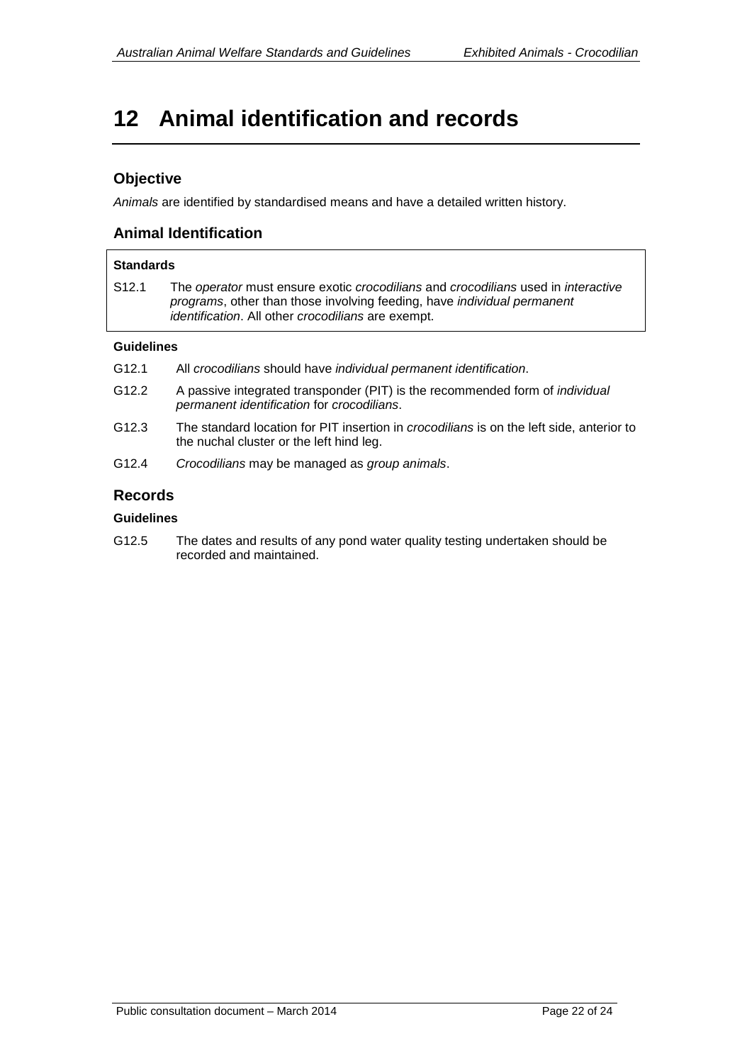# 12 Animal identification and records

## Objective

*Animals* are identified by standardised means and have a detailed written history.

## Animal Identification

**Standards**

S12.1 The *operator* must ensure exotic *crocodilians* and *crocodilians* used in *interactive programs*, other than those involving feeding, have *individual permanent identification*. All other *crocodilians* are exempt.

**Guidelines**

G12.1 All *crocodilians* should have *individual permanent identification*.

G12.2 A passive integrated transponder (PIT) is the recommended form of *individual permanent identification* for *crocodilians*.

G12.3 The standard location for PIT insertion in *crocodilians* is on the left side, anterior to the nuchal cluster or the left hind leg.

G12.4 *Crocodilians* may be managed as *group animals*.

## Records

**Guidelines**

G12.5 The dates and results of any pond water quality testing undertaken should be recorded and maintained.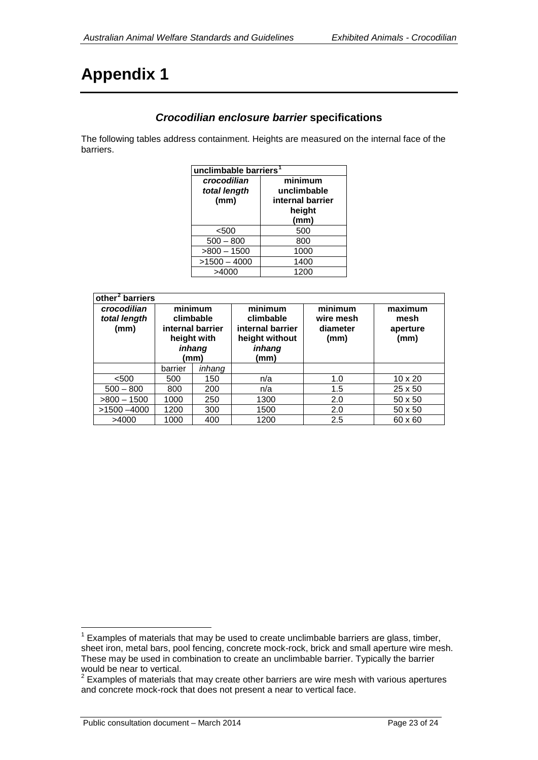# Appendix 1

### *Crocodilian enclosure barrier* specifications

The following tables address containment. Heights are measured on the internal face of the barriers.

| unclimbable barriers[1] | |
|---|---|
| ***crocodilian total length* (mm)** | **minimum unclimbable internal barrier height (mm)** |
| <500 | 500 |
| 500 – 800 | 800 |
| >800 – 1500 | 1000 |
| >1500 – 4000 | 1400 |
| >4000 | 1200 |

| other[2] barriers | | | | | |
|---|---|---|---|---|---|
| ***crocodilian total length* (mm)** | **minimum climbable internal barrier height with *inhang* (mm)** | | **minimum climbable internal barrier height without *inhang* (mm)** | **minimum wire mesh diameter (mm)** | **maximum mesh aperture (mm)** |
| | barrier | *inhang* | | | |
| <500 | 500 | 150 | n/a | 1.0 | 10 x 20 |
| 500 – 800 | 800 | 200 | n/a | 1.5 | 25 x 50 |
| >800 – 1500 | 1000 | 250 | 1300 | 2.0 | 50 x 50 |
| >1500 –4000 | 1200 | 300 | 1500 | 2.0 | 50 x 50 |
| >4000 | 1000 | 400 | 1200 | 2.5 | 60 x 60 |

[1] Examples of materials that may be used to create unclimbable barriers are glass, timber, sheet iron, metal bars, pool fencing, concrete mock-rock, brick and small aperture wire mesh. These may be used in combination to create an unclimbable barrier. Typically the barrier would be near to vertical.

[2] Examples of materials that may create other barriers are wire mesh with various apertures and concrete mock-rock that does not present a near to vertical face.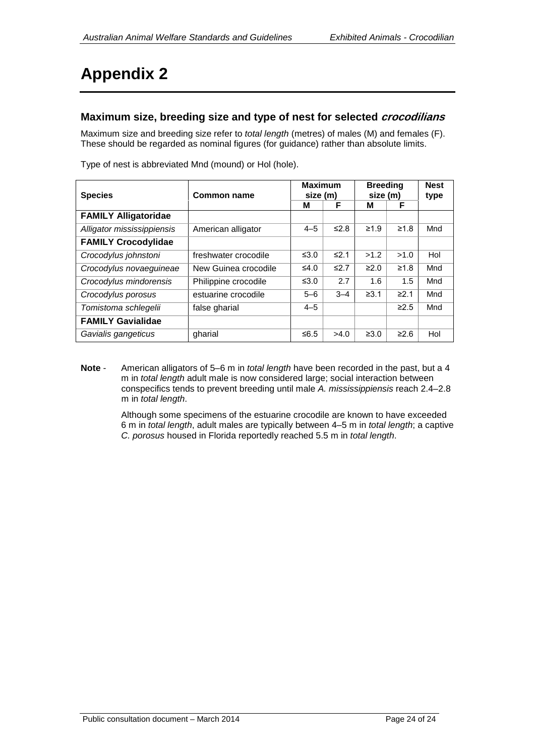# Appendix 2

## Maximum size, breeding size and type of nest for selected *crocodilians*

Maximum size and breeding size refer to *total length* (metres) of males (M) and females (F). These should be regarded as nominal figures (for guidance) rather than absolute limits.

Type of nest is abbreviated Mnd (mound) or Hol (hole).

| Species | Common name | Maximum size (m) | | Breeding size (m) | | Nest type |
|---|---|---|---|---|---|---|
| | | M | F | M | F | |
| **FAMILY Alligatoridae** | | | | | | |
| *Alligator mississippiensis* | American alligator | 4–5 | ≤2.8 | ≥1.9 | ≥1.8 | Mnd |
| **FAMILY Crocodylidae** | | | | | | |
| *Crocodylus johnstoni* | freshwater crocodile | ≤3.0 | ≤2.1 | >1.2 | >1.0 | Hol |
| *Crocodylus novaeguineae* | New Guinea crocodile | ≤4.0 | ≤2.7 | ≥2.0 | ≥1.8 | Mnd |
| *Crocodylus mindorensis* | Philippine crocodile | ≤3.0 | 2.7 | 1.6 | 1.5 | Mnd |
| *Crocodylus porosus* | estuarine crocodile | 5–6 | 3–4 | ≥3.1 | ≥2.1 | Mnd |
| *Tomistoma schlegelii* | false gharial | 4–5 | | | ≥2.5 | Mnd |
| **FAMILY Gavialidae** | | | | | | |
| *Gavialis gangeticus* | gharial | ≤6.5 | >4.0 | ≥3.0 | ≥2.6 | Hol |

**Note** - American alligators of 5–6 m in *total length* have been recorded in the past, but a 4 m in *total length* adult male is now considered large; social interaction between conspecifics tends to prevent breeding until male *A. mississippiensis* reach 2.4–2.8 m in *total length*.

Although some specimens of the estuarine crocodile are known to have exceeded 6 m in *total length*, adult males are typically between 4–5 m in *total length*; a captive *C. porosus* housed in Florida reportedly reached 5.5 m in *total length*.